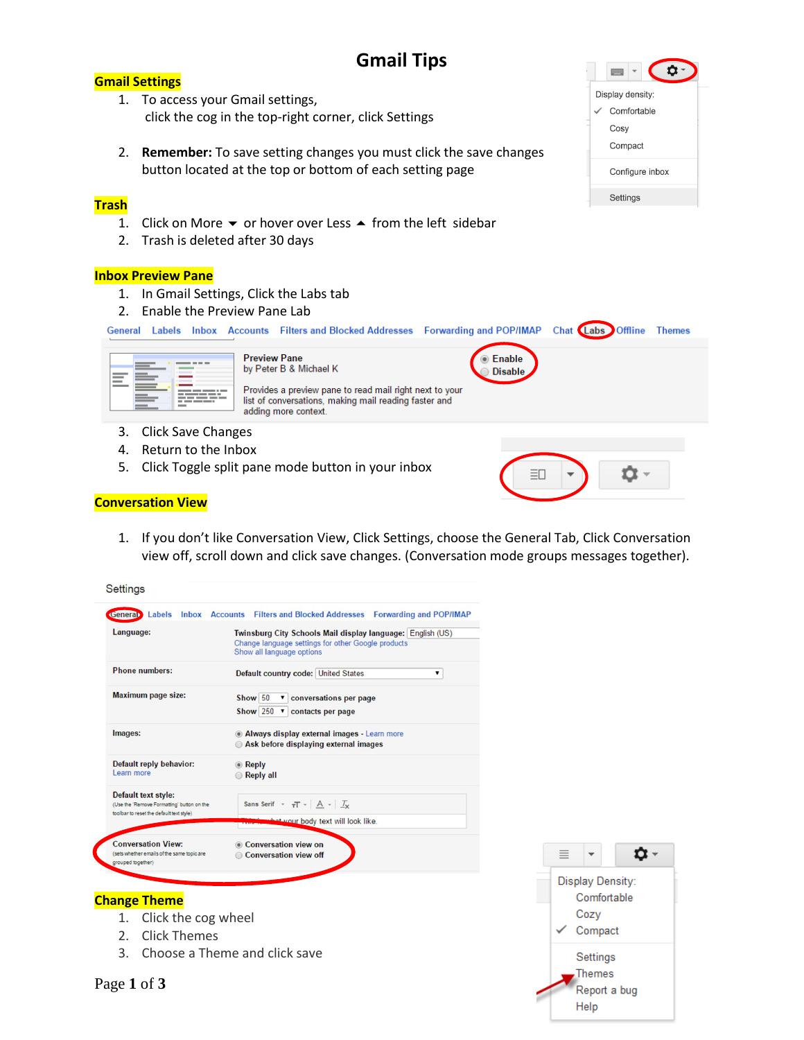# Gmail Tips

## Gmail Settings

1. To access your Gmail settings,
   click the cog in the top-right corner, click Settings

2. **Remember:** To save setting changes you must click the save changes button located at the top or bottom of each setting page

## Trash

1. Click on More ▾ or hover over Less ▴ from the left sidebar
2. Trash is deleted after 30 days

## Inbox Preview Pane

1. In Gmail Settings, Click the Labs tab
2. Enable the Preview Pane Lab
3. Click Save Changes
4. Return to the Inbox
5. Click Toggle split pane mode button in your inbox

## Conversation View

1. If you don't like Conversation View, Click Settings, choose the General Tab, Click Conversation view off, scroll down and click save changes. (Conversation mode groups messages together).

## Change Theme

1. Click the cog wheel
2. Click Themes
3. Choose a Theme and click save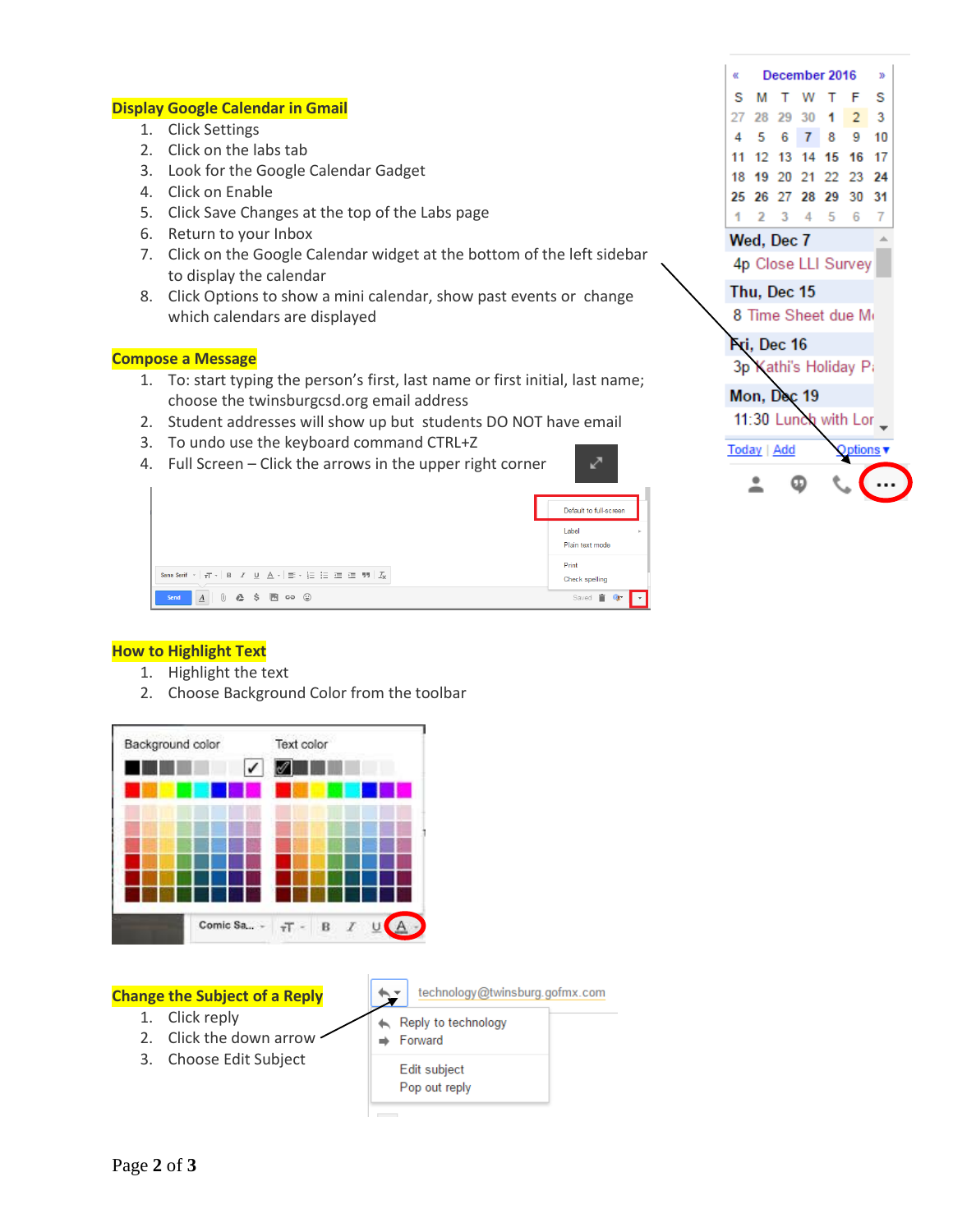## Display Google Calendar in Gmail

1. Click Settings
2. Click on the labs tab
3. Look for the Google Calendar Gadget
4. Click on Enable
5. Click Save Changes at the top of the Labs page
6. Return to your Inbox
7. Click on the Google Calendar widget at the bottom of the left sidebar to display the calendar
8. Click Options to show a mini calendar, show past events or change which calendars are displayed

## Compose a Message

1. To: start typing the person's first, last name or first initial, last name; choose the twinsburgcsd.org email address
2. Student addresses will show up but students DO NOT have email
3. To undo use the keyboard command CTRL+Z
4. Full Screen – Click the arrows in the upper right corner

## How to Highlight Text

1. Highlight the text
2. Choose Background Color from the toolbar

## Change the Subject of a Reply

1. Click reply
2. Click the down arrow
3. Choose Edit Subject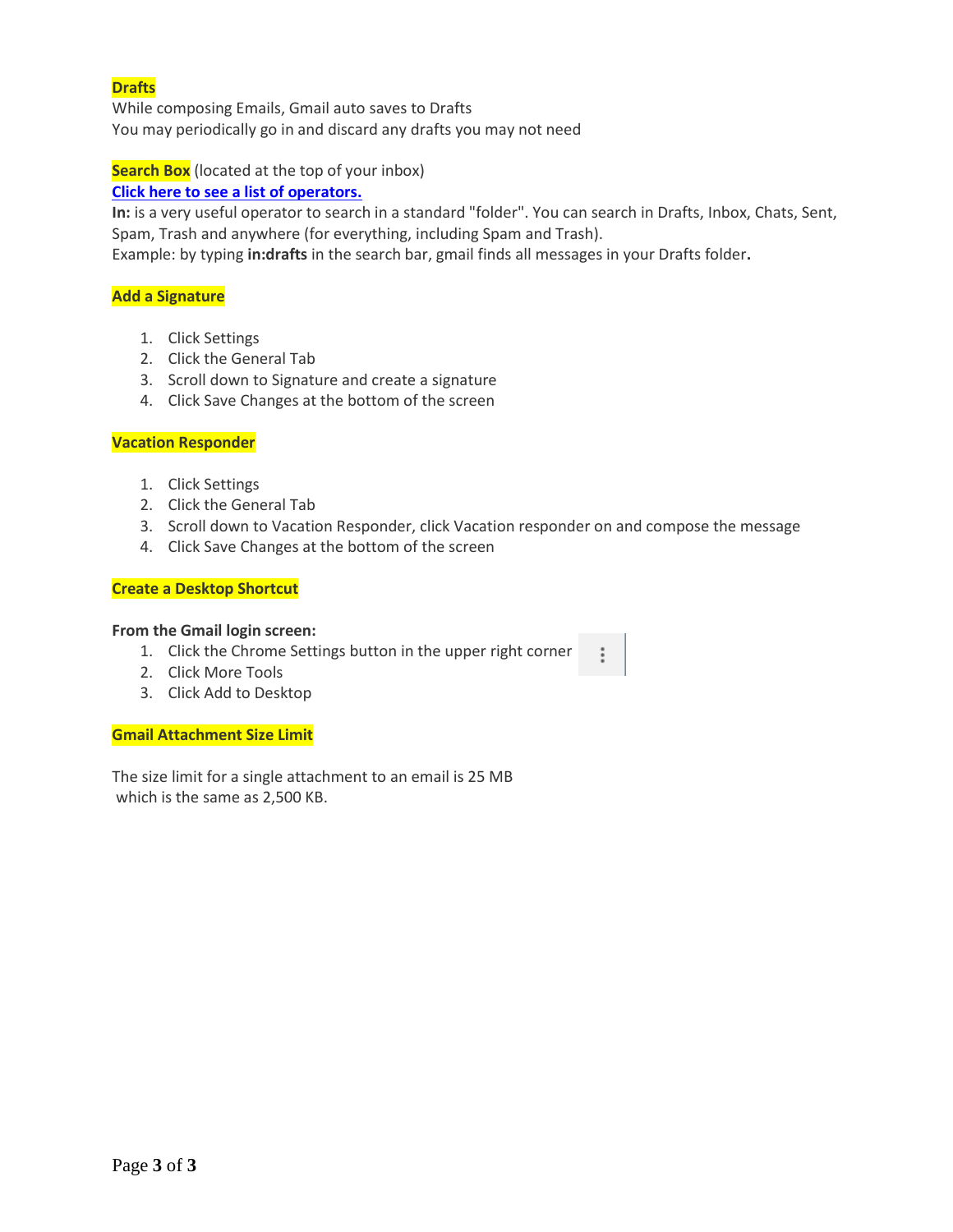**Drafts**

While composing Emails, Gmail auto saves to Drafts
You may periodically go in and discard any drafts you may not need

**Search Box** (located at the top of your inbox)

**Click here to see a list of operators.**

**In:** is a very useful operator to search in a standard "folder". You can search in Drafts, Inbox, Chats, Sent, Spam, Trash and anywhere (for everything, including Spam and Trash).
Example: by typing **in:drafts** in the search bar, gmail finds all messages in your Drafts folder**.**

**Add a Signature**

1. Click Settings
2. Click the General Tab
3. Scroll down to Signature and create a signature
4. Click Save Changes at the bottom of the screen

**Vacation Responder**

1. Click Settings
2. Click the General Tab
3. Scroll down to Vacation Responder, click Vacation responder on and compose the message
4. Click Save Changes at the bottom of the screen

**Create a Desktop Shortcut**

**From the Gmail login screen:**

1. Click the Chrome Settings button in the upper right corner
2. Click More Tools
3. Click Add to Desktop

**Gmail Attachment Size Limit**

The size limit for a single attachment to an email is 25 MB
which is the same as 2,500 KB.